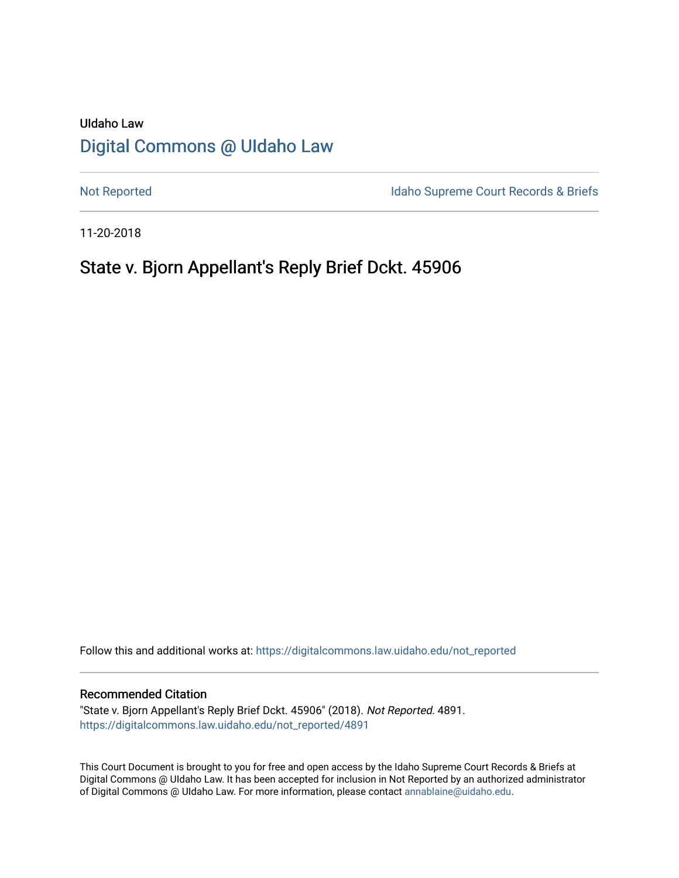UIdaho Law

# Digital Commons @ UIdaho Law

Not Reported

Idaho Supreme Court Records & Briefs

11-20-2018

## State v. Bjorn Appellant's Reply Brief Dckt. 45906

Follow this and additional works at: https://digitalcommons.law.uidaho.edu/not_reported

### Recommended Citation

"State v. Bjorn Appellant's Reply Brief Dckt. 45906" (2018). *Not Reported*. 4891.
https://digitalcommons.law.uidaho.edu/not_reported/4891

This Court Document is brought to you for free and open access by the Idaho Supreme Court Records & Briefs at Digital Commons @ UIdaho Law. It has been accepted for inclusion in Not Reported by an authorized administrator of Digital Commons @ UIdaho Law. For more information, please contact annablaine@uidaho.edu.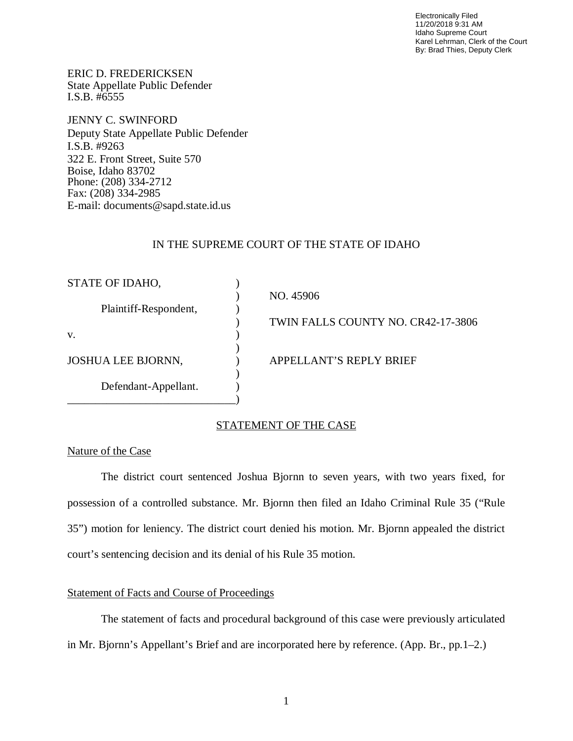ERIC D. FREDERICKSEN
State Appellate Public Defender
I.S.B. #6555

JENNY C. SWINFORD
Deputy State Appellate Public Defender
I.S.B. #9263
322 E. Front Street, Suite 570
Boise, Idaho 83702
Phone: (208) 334-2712
Fax: (208) 334-2985
E-mail: documents@sapd.state.id.us

IN THE SUPREME COURT OF THE STATE OF IDAHO

| | | |
|---|---|---|
| STATE OF IDAHO,<br>Plaintiff-Respondent,<br>v.<br>JOSHUA LEE BJORNN,<br>Defendant-Appellant. | ) | NO. 45906<br>TWIN FALLS COUNTY NO. CR42-17-3806<br>APPELLANT'S REPLY BRIEF |

## STATEMENT OF THE CASE

### Nature of the Case

The district court sentenced Joshua Bjornn to seven years, with two years fixed, for possession of a controlled substance. Mr. Bjornn then filed an Idaho Criminal Rule 35 ("Rule 35") motion for leniency. The district court denied his motion. Mr. Bjornn appealed the district court's sentencing decision and its denial of his Rule 35 motion.

### Statement of Facts and Course of Proceedings

The statement of facts and procedural background of this case were previously articulated in Mr. Bjornn's Appellant's Brief and are incorporated here by reference. (App. Br., pp.1–2.)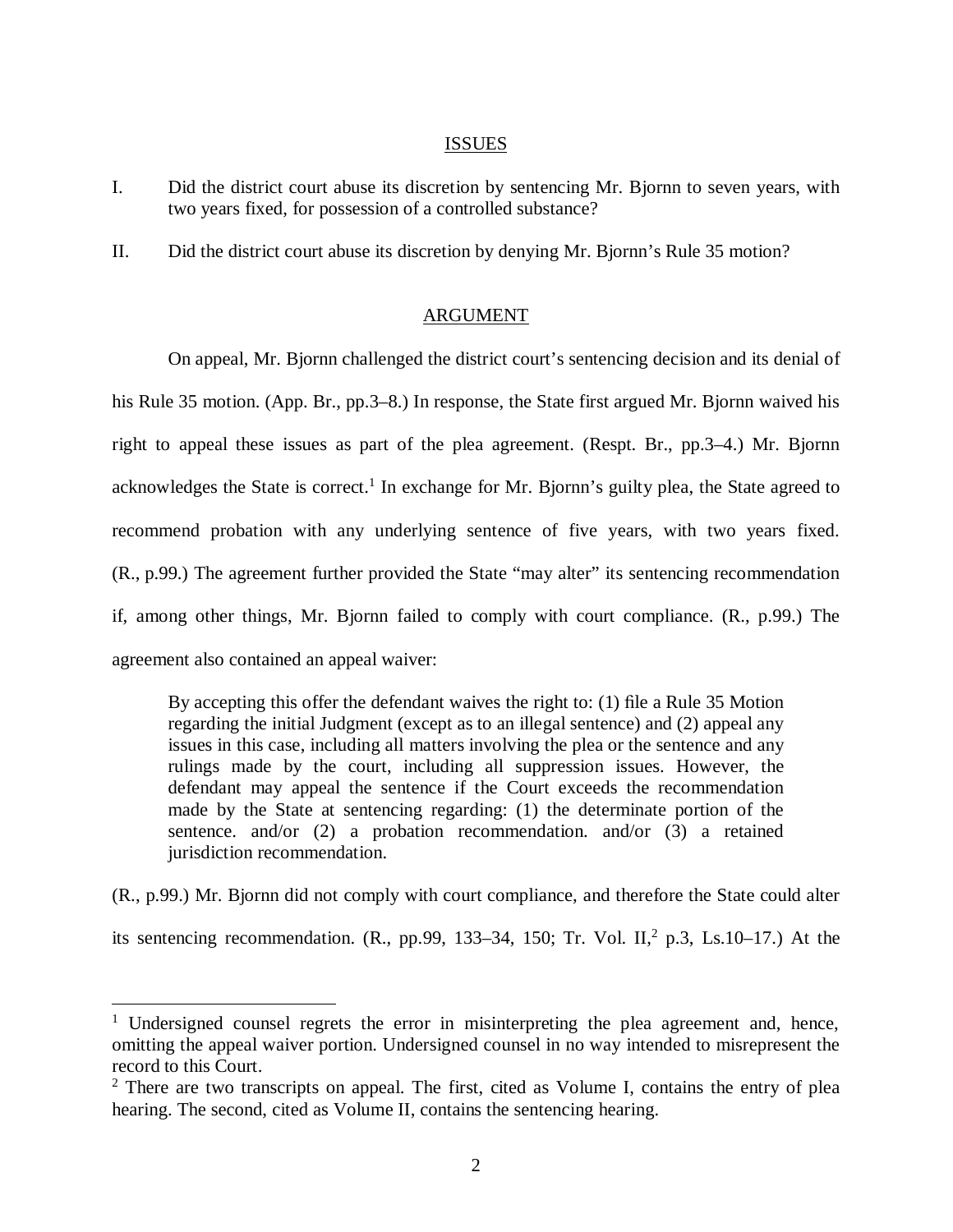## ISSUES

I. Did the district court abuse its discretion by sentencing Mr. Bjornn to seven years, with two years fixed, for possession of a controlled substance?

II. Did the district court abuse its discretion by denying Mr. Bjornn's Rule 35 motion?

## ARGUMENT

On appeal, Mr. Bjornn challenged the district court's sentencing decision and its denial of his Rule 35 motion. (App. Br., pp.3–8.) In response, the State first argued Mr. Bjornn waived his right to appeal these issues as part of the plea agreement. (Respt. Br., pp.3–4.) Mr. Bjornn acknowledges the State is correct.[1] In exchange for Mr. Bjornn's guilty plea, the State agreed to recommend probation with any underlying sentence of five years, with two years fixed. (R., p.99.) The agreement further provided the State "may alter" its sentencing recommendation if, among other things, Mr. Bjornn failed to comply with court compliance. (R., p.99.) The agreement also contained an appeal waiver:

> By accepting this offer the defendant waives the right to: (1) file a Rule 35 Motion regarding the initial Judgment (except as to an illegal sentence) and (2) appeal any issues in this case, including all matters involving the plea or the sentence and any rulings made by the court, including all suppression issues. However, the defendant may appeal the sentence if the Court exceeds the recommendation made by the State at sentencing regarding: (1) the determinate portion of the sentence. and/or (2) a probation recommendation. and/or (3) a retained jurisdiction recommendation.

(R., p.99.) Mr. Bjornn did not comply with court compliance, and therefore the State could alter its sentencing recommendation. (R., pp.99, 133–34, 150; Tr. Vol. II,[2] p.3, Ls.10–17.) At the

---

[1] Undersigned counsel regrets the error in misinterpreting the plea agreement and, hence, omitting the appeal waiver portion. Undersigned counsel in no way intended to misrepresent the record to this Court.

[2] There are two transcripts on appeal. The first, cited as Volume I, contains the entry of plea hearing. The second, cited as Volume II, contains the sentencing hearing.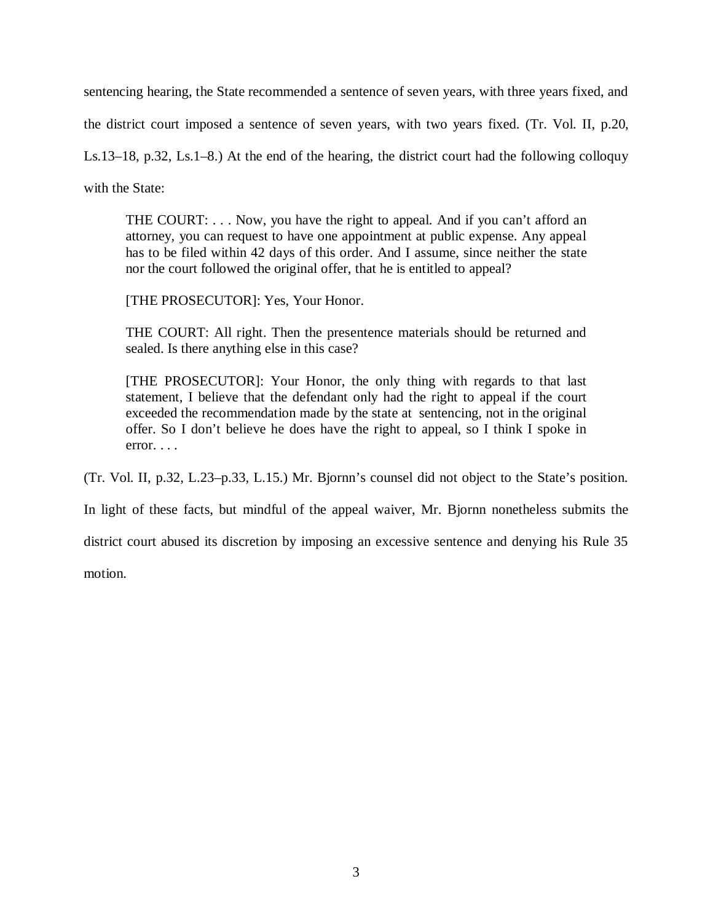sentencing hearing, the State recommended a sentence of seven years, with three years fixed, and the district court imposed a sentence of seven years, with two years fixed. (Tr. Vol. II, p.20, Ls.13–18, p.32, Ls.1–8.) At the end of the hearing, the district court had the following colloquy with the State:

> THE COURT: . . . Now, you have the right to appeal. And if you can't afford an attorney, you can request to have one appointment at public expense. Any appeal has to be filed within 42 days of this order. And I assume, since neither the state nor the court followed the original offer, that he is entitled to appeal?
>
> [THE PROSECUTOR]: Yes, Your Honor.
>
> THE COURT: All right. Then the presentence materials should be returned and sealed. Is there anything else in this case?
>
> [THE PROSECUTOR]: Your Honor, the only thing with regards to that last statement, I believe that the defendant only had the right to appeal if the court exceeded the recommendation made by the state at sentencing, not in the original offer. So I don't believe he does have the right to appeal, so I think I spoke in error. . . .

(Tr. Vol. II, p.32, L.23–p.33, L.15.) Mr. Bjornn's counsel did not object to the State's position. In light of these facts, but mindful of the appeal waiver, Mr. Bjornn nonetheless submits the district court abused its discretion by imposing an excessive sentence and denying his Rule 35 motion.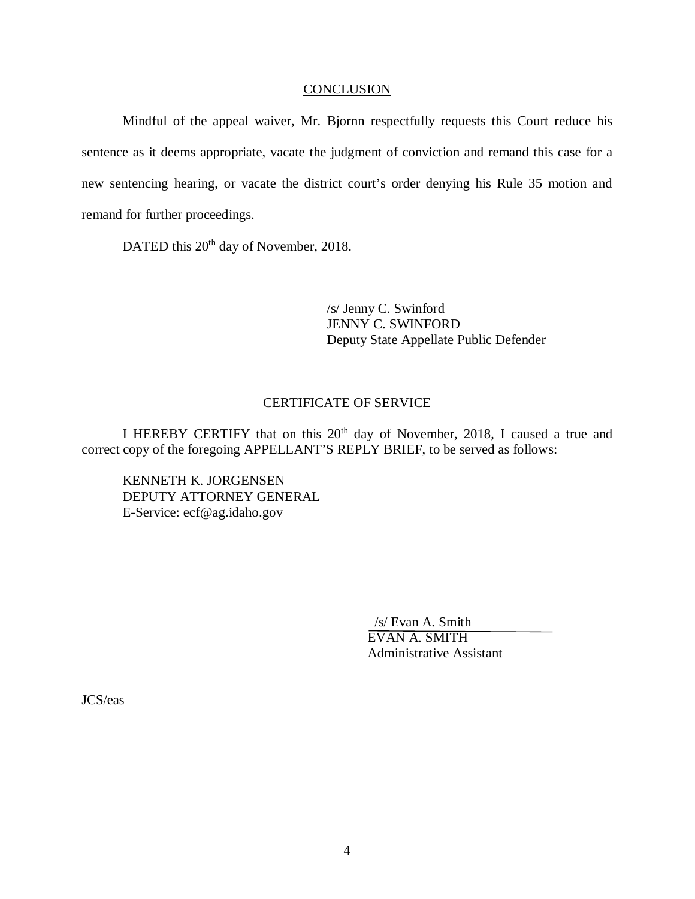## CONCLUSION

Mindful of the appeal waiver, Mr. Bjornn respectfully requests this Court reduce his sentence as it deems appropriate, vacate the judgment of conviction and remand this case for a new sentencing hearing, or vacate the district court's order denying his Rule 35 motion and remand for further proceedings.

DATED this 20th day of November, 2018.

/s/ Jenny C. Swinford
JENNY C. SWINFORD
Deputy State Appellate Public Defender

## CERTIFICATE OF SERVICE

I HEREBY CERTIFY that on this 20th day of November, 2018, I caused a true and correct copy of the foregoing APPELLANT'S REPLY BRIEF, to be served as follows:

KENNETH K. JORGENSEN
DEPUTY ATTORNEY GENERAL
E-Service: ecf@ag.idaho.gov

/s/ Evan A. Smith
EVAN A. SMITH
Administrative Assistant

JCS/eas